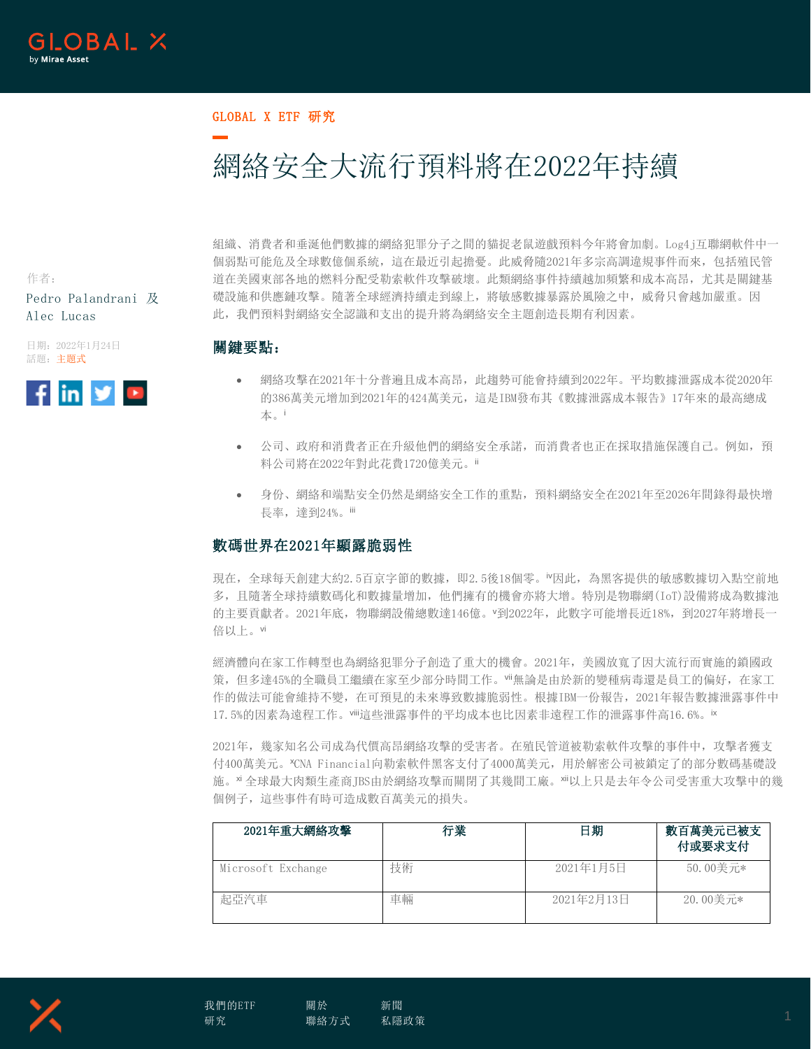GLOBAL X ETF 研究

# 網絡安全大流行預料將在2022年持續

作者：
Pedro Palandrani 及 Alec Lucas

日期：2022年1月24日
話題：主題式

組織、消費者和垂涎他們數據的網絡犯罪分子之間的貓捉老鼠遊戲預料今年將會加劇。Log4j互聯網軟件中一個弱點可能危及全球數億個系統，這在最近引起擔憂。此威脅伴隨2021年多宗高調違規事件而來，包括殖民管道在美國東部各地的燃料分配受勒索軟件攻擊破壞。此類網絡事件持續越加頻繁和成本高昂，尤其是關鍵基礎設施和供應鏈攻擊。隨著全球經濟持續走到線上，將敏感數據暴露於風險之中，威脅只會越加嚴重。因此，我們預料對網絡安全認識和支出的提升將為網絡安全主題創造長期有利因素。

## 關鍵要點：

- 網絡攻擊在2021年十分普遍且成本高昂，此趨勢可能會持續到2022年。平均數據泄露成本從2020年的386萬美元增加到2021年的424萬美元，這是IBM發佈其《數據泄露成本報告》17年來的最高總成本。[i]
- 公司、政府和消費者正在升級他們的網絡安全承諾，而消費者也正在採取措施保護自己。例如，預料公司將在2022年對此花費1720億美元。[ii]
- 身份、網絡和端點安全仍然是網絡安全工作的重點，預料網絡安全在2021年至2026年間錄得最快增長率，達到24%。[iii]

## 數碼世界在2021年顯露脆弱性

現在，全球每天創建大約2.5百京字節的數據，即2.5後18個零。[iv]因此，為黑客提供的敏感數據切入點空前地多，且隨著全球持續數碼化和數據量增加，他們擁有的機會亦將大增。特別是物聯網（IoT）設備將成為數據池的主要貢獻者。2021年底，物聯網設備總數達146億。[v]到2022年，此數字可能增長近18%，到2027年將增長一倍以上。[vi]

經濟體向在家工作轉型也為網絡犯罪分子創造了重大的機會。2021年，美國放寬了因大流行而實施的鎖國政策，但多達45%的全職員工繼續在家至少部分時間工作。[vii]無論是由於新的變種病毒還是員工的偏好，在家工作的做法可能會維持不變，在可預見的未來導致數據脆弱性。根據IBM一份報告，2021年報告數據泄露事件中17.5%的因素為遠程工作。[viii]這些泄露事件的平均成本也比因素非遠程工作的泄露事件高16.6%。[ix]

2021年，幾家知名公司成為代價高昂網絡攻擊的受害者。在殖民管道被勒索軟件攻擊的事件中，攻擊者獲支付400萬美元。[x]CNA Financial向勒索軟件黑客支付了4000萬美元，用於解密公司被鎖定了的部分數碼基礎設施。[xi] 全球最大肉類生產商JBS由於網絡攻擊而關閉了其幾間工廠。[xii]以上只是去年令公司受害重大攻擊中的幾個例子，這些事件有時可造成數百萬美元的損失。

| 2021年重大網絡攻擊 | 行業 | 日期 | 數百萬美元已被支付或要求支付 |
|---|---|---|---|
| Microsoft Exchange | 技術 | 2021年1月5日 | 50.00美元* |
| 起亞汽車 | 車輛 | 2021年2月13日 | 20.00美元* |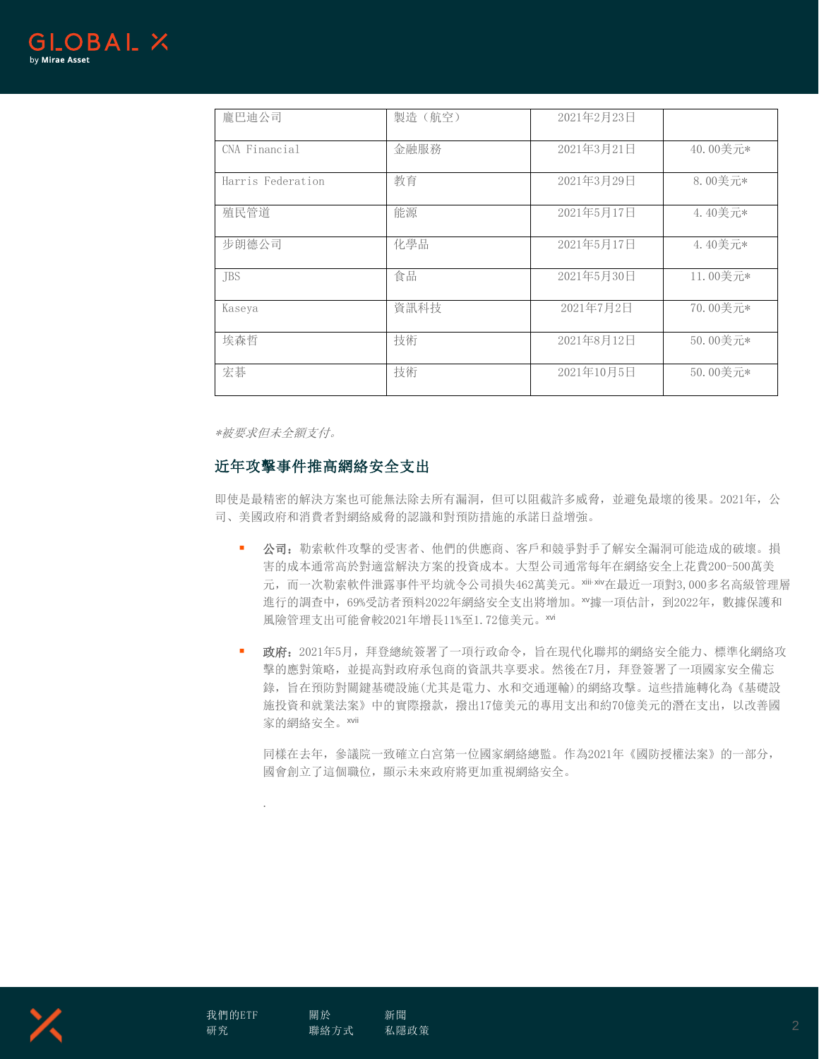| | | | |
|---|---|---|---|
| 龐巴迪公司 | 製造（航空） | 2021年2月23日 | |
| CNA Financial | 金融服務 | 2021年3月21日 | 40.00美元* |
| Harris Federation | 教育 | 2021年3月29日 | 8.00美元* |
| 殖民管道 | 能源 | 2021年5月17日 | 4.40美元* |
| 步朗德公司 | 化學品 | 2021年5月17日 | 4.40美元* |
| JBS | 食品 | 2021年5月30日 | 11.00美元* |
| Kaseya | 資訊科技 | 2021年7月2日 | 70.00美元* |
| 埃森哲 | 技術 | 2021年8月12日 | 50.00美元* |
| 宏碁 | 技術 | 2021年10月5日 | 50.00美元* |

*\*被要求但未全額支付。*

## 近年攻擊事件推高網絡安全支出

即使是最精密的解決方案也可能無法除去所有漏洞，但可以阻截許多威脅，並避免最壞的後果。2021年，公司、美國政府和消費者對網絡威脅的認識和對預防措施的承諾日益增強。

- **公司：**勒索軟件攻擊的受害者、他們的供應商、客戶和競爭對手了解安全漏洞可能造成的破壞。損害的成本通常高於對適當解決方案的投資成本。大型公司通常每年在網絡安全上花費200-500萬美元，而一次勒索軟件泄露事件平均就令公司損失462萬美元。[xiii,xiv]在最近一項對3,000多名高級管理層進行的調查中，69%受訪者預料2022年網絡安全支出將增加。[xv]據一項估計，到2022年，數據保護和風險管理支出可能會較2021年增長11%至1.72億美元。[xvi]

- **政府：**2021年5月，拜登總統簽署了一項行政命令，旨在現代化聯邦的網絡安全能力、標準化網絡攻擊的應對策略，並提高對政府承包商的資訊共享要求。然後在7月，拜登簽署了一項國家安全備忘錄，旨在預防對關鍵基礎設施(尤其是電力、水和交通運輸)的網絡攻擊。這些措施轉化為《基礎設施投資和就業法案》中的實際撥款，撥出17億美元的專用支出和約70億美元的潛在支出，以改善國家的網絡安全。[xvii]

  同樣在去年，參議院一致確立白宮第一位國家網絡總監。作為2021年《國防授權法案》的一部分，國會創立了這個職位，顯示未來政府將更加重視網絡安全。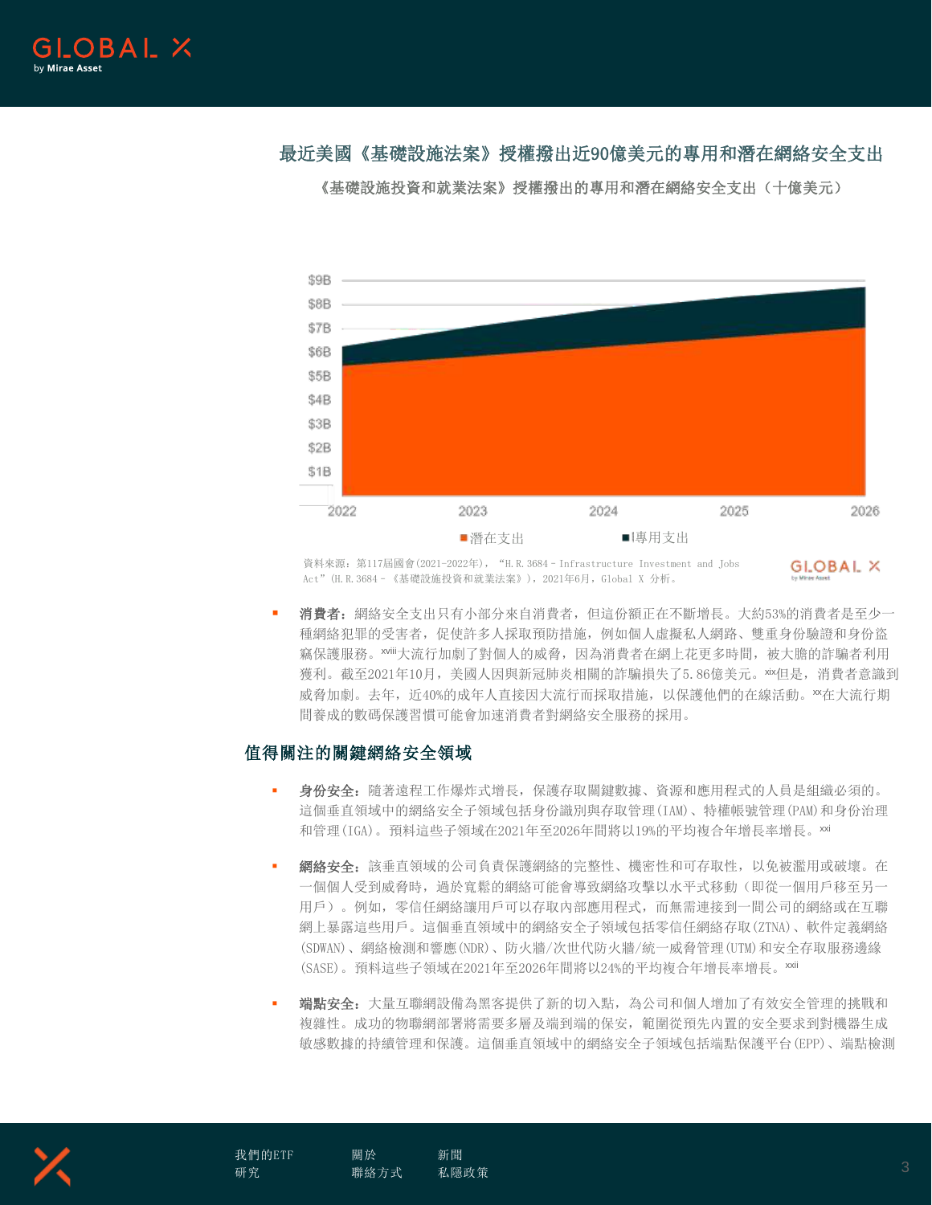### 最近美國《基礎設施法案》授權撥出近90億美元的專用和潛在網絡安全支出

《基礎設施投資和就業法案》授權撥出的專用和潛在網絡安全支出（十億美元）

$9B
$8B
$7B
$6B
$5B
$4B
$3B
$2B
$1B

2022 2023 2024 2025 2026

■潛在支出 ■專用支出

資料來源：第117屆國會(2021-2022年)，"H.R. 3684 - Infrastructure Investment and Jobs Act"(H.R. 3684 - 《基礎設施投資和就業法案》)，2021年6月，Global X 分析。

- **消費者：** 網絡安全支出只有小部分來自消費者，但這份額正在不斷增長。大約53%的消費者是至少一種網絡犯罪的受害者，促使許多人採取預防措施，例如個人虛擬私人網路、雙重身份驗證和身份盜竊保護服務。[xviii]大流行加劇了對個人的威脅，因為消費者在網上花更多時間，被大膽的詐騙者利用獲利。截至2021年10月，美國人因與新冠肺炎相關的詐騙損失了5.86億美元。[xix]但是，消費者意識到威脅加劇。去年，近40%的成年人直接因大流行而採取措施，以保護他們的在線活動。[xx]在大流行期間養成的數碼保護習慣可能會加速消費者對網絡安全服務的採用。

## 值得關注的關鍵網絡安全領域

- **身份安全：** 隨著遠程工作爆炸式增長，保護存取關鍵數據、資源和應用程式的人員是組織必須的。這個垂直領域中的網絡安全子領域包括身份識別與存取管理(IAM)、特權帳號管理(PAM)和身份治理和管理(IGA)。預料這些子領域在2021年至2026年間將以19%的平均複合年增長率增長。[xxi]

- **網絡安全：** 該垂直領域的公司負責保護網絡的完整性、機密性和可存取性，以免被濫用或破壞。在一個個人受到威脅時，過於寬鬆的網絡可能會導致網絡攻擊以水平式移動（即從一個用戶移至另一用戶）。例如，零信任網絡讓用戶可以存取內部應用程式，而無需連接到一間公司的網絡或在互聯網上暴露這些用戶。這個垂直領域中的網絡安全子領域包括零信任網絡存取(ZTNA)、軟件定義網絡(SDWAN)、網絡檢測和響應(NDR)、防火牆/次世代防火牆/統一威脅管理(UTM)和安全存取服務邊緣(SASE)。預料這些子領域在2021年至2026年間將以24%的平均複合年增長率增長。[xxii]

- **端點安全：** 大量互聯網設備為黑客提供了新的切入點，為公司和個人增加了有效安全管理的挑戰和複雜性。成功的物聯網部署將需要多層及端到端的保安，範圍從預先內置的安全要求到對機器生成敏感數據的持續管理和保護。這個垂直領域中的網絡安全子領域包括端點保護平台(EPP)、端點檢測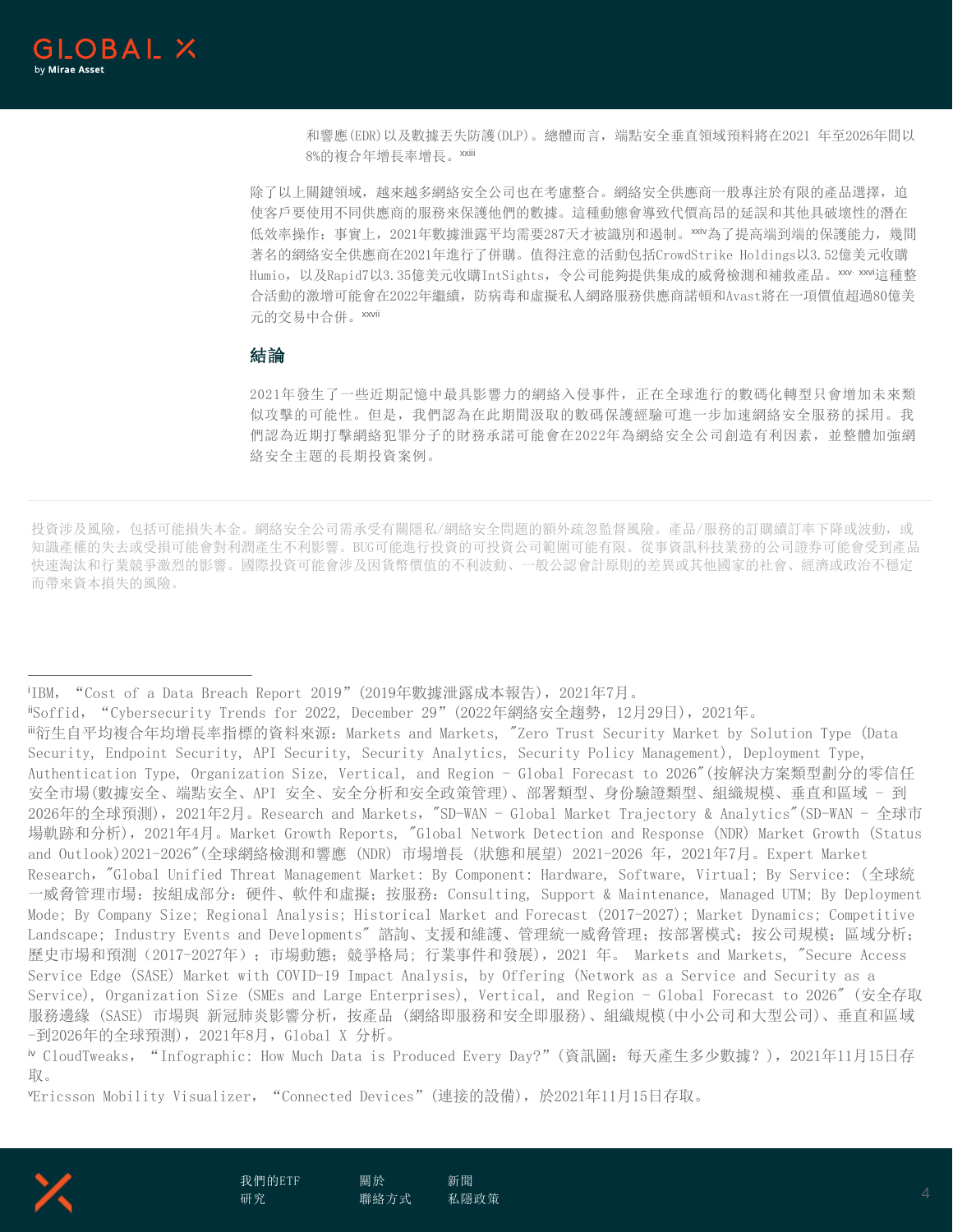和響應(EDR)以及數據丟失防護(DLP)。總體而言，端點安全垂直領域預料將在2021 年至2026年間以8%的複合年增長率增長。[xxiii]

除了以上關鍵領域，越來越多網絡安全公司也在考慮整合。網絡安全供應商一般專注於有限的產品選擇，迫使客戶要使用不同供應商的服務來保護他們的數據。這種動態會導致代價高昂的延誤和其他具破壞性的潛在低效率操作；事實上，2021年數據泄露平均需要287天才被識別和遏制。[xxiv]為了提高端到端的保護能力，幾間著名的網絡安全供應商在2021年進行了併購。值得注意的活動包括CrowdStrike Holdings以3.52億美元收購Humio，以及Rapid7以3.35億美元收購IntSights，令公司能夠提供集成的威脅檢測和補救產品。[xxv, xxvi]這種整合活動的激增可能會在2022年繼續，防病毒和虛擬私人網路服務供應商諾頓和Avast將在一項價值超過80億美元的交易中合併。[xxvii]

## 結論

2021年發生了一些近期記憶中最具影響力的網絡入侵事件，正在全球進行的數碼化轉型只會增加未來類似攻擊的可能性。但是，我們認為在此期間汲取的數碼保護經驗可進一步加速網絡安全服務的採用。我們認為近期打擊網絡犯罪分子的財務承諾可能會在2022年為網絡安全公司創造有利因素，並整體加強網絡安全主題的長期投資案例。

投資涉及風險，包括可能損失本金。網絡安全公司需承受有關隱私/網絡安全問題的額外疏忽監督風險。產品/服務的訂購續訂率下降或波動，或知識產權的失去或受損可能會對利潤產生不利影響。BUG可能進行投資的可投資公司範圍可能有限。從事資訊科技業務的公司證券可能會受到產品快速淘汰和行業競爭激烈的影響。國際投資可能會涉及因貨幣價值的不利波動、一般公認會計原則的差異或其他國家的社會、經濟或政治不穩定而帶來資本損失的風險。

---

[i]IBM, “Cost of a Data Breach Report 2019”(2019年數據泄露成本報告)，2021年7月。

[ii]Soffid, “Cybersecurity Trends for 2022, December 29”(2022年網絡安全趨勢，12月29日)，2021年。

[iii]衍生自平均複合年均增長率指標的資料來源：Markets and Markets, "Zero Trust Security Market by Solution Type (Data Security, Endpoint Security, API Security, Security Analytics, Security Policy Management), Deployment Type, Authentication Type, Organization Size, Vertical, and Region - Global Forecast to 2026"(按解決方案類型劃分的零信任安全市場(數據安全、端點安全、API 安全、安全分析和安全政策管理)、部署類型、身份驗證類型、組織規模、垂直和區域 - 到2026年的全球預測)，2021年2月。Research and Markets, "SD-WAN - Global Market Trajectory & Analytics"(SD-WAN - 全球市場軌跡和分析)，2021年4月。Market Growth Reports, "Global Network Detection and Response (NDR) Market Growth (Status and Outlook)2021-2026"(全球網絡檢測和響應 (NDR) 市場增長 (狀態和展望) 2021-2026 年，2021年7月。Expert Market Research, "Global Unified Threat Management Market: By Component: Hardware, Software, Virtual; By Service: (全球統一威脅管理市場：按組成部分：硬件、軟件和虛擬；按服務：Consulting, Support & Maintenance, Managed UTM; By Deployment Mode; By Company Size; Regional Analysis; Historical Market and Forecast (2017-2027); Market Dynamics; Competitive Landscape; Industry Events and Developments" 諮詢、支援和維護、管理統一威脅管理；按部署模式；按公司規模；區域分析；歷史市場和預測（2017-2027年）；市場動態；競爭格局；行業事件和發展)，2021 年。 Markets and Markets, "Secure Access Service Edge (SASE) Market with COVID-19 Impact Analysis, by Offering (Network as a Service and Security as a Service), Organization Size (SMEs and Large Enterprises), Vertical, and Region - Global Forecast to 2026" (安全存取服務邊緣 (SASE) 市場與 新冠肺炎影響分析，按產品 (網絡即服務和安全即服務)、組織規模(中小公司和大型公司)、垂直和區域-到2026年的全球預測)，2021年8月，Global X 分析。

[iv] CloudTweaks, “Infographic: How Much Data is Produced Every Day?”(資訊圖：每天產生多少數據？)，2021年11月15日存取。

[v]Ericsson Mobility Visualizer, “Connected Devices”(連接的設備)，於2021年11月15日存取。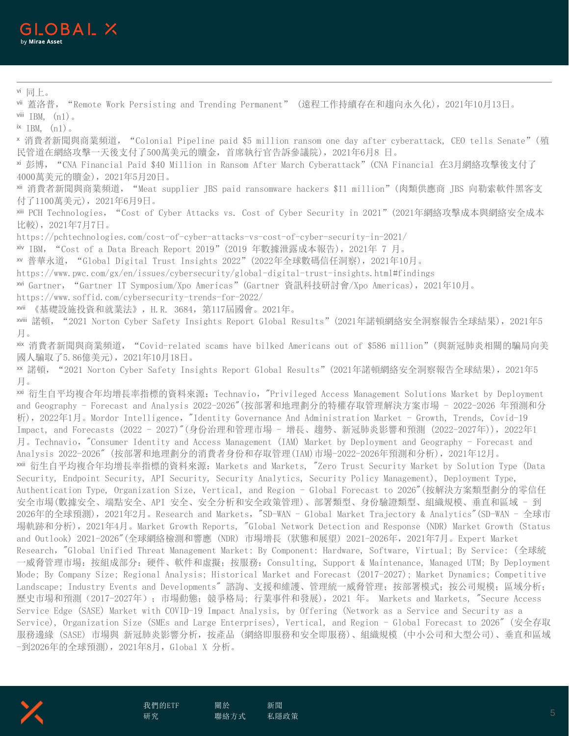[vi] 同上。

[vii] 蓋洛普，“Remote Work Persisting and Trending Permanent”（遠程工作持續存在和趨向永久化），2021年10月13日。

[viii] IBM，(n1)。

[ix] IBM，(n1)。

[x] 消費者新聞與商業頻道，“Colonial Pipeline paid $5 million ransom one day after cyberattack, CEO tells Senate”（殖民管道在網絡攻擊一天後支付了500萬美元的贖金，首席執行官告訴參議院），2021年6月8 日。

[xi] 彭博，“CNA Financial Paid $40 Million in Ransom After March Cyberattack”（CNA Financial 在3月網絡攻擊後支付了4000萬美元的贖金），2021年5月20日。

[xii] 消費者新聞與商業頻道，“Meat supplier JBS paid ransomware hackers $11 million”（肉類供應商 JBS 向勒索軟件黑客支付了1100萬美元），2021年6月9日。

[xiii] PCH Technologies，“Cost of Cyber Attacks vs. Cost of Cyber Security in 2021”（2021年網絡攻擊成本與網絡安全成本比較），2021年7月7日。 https://pchtechnologies.com/cost-of-cyber-attacks-vs-cost-of-cyber-security-in-2021/

[xiv] IBM，“Cost of a Data Breach Report 2019”（2019 年數據洩露成本報告），2021年 7 月。

[xv] 普華永道，“Global Digital Trust Insights 2022”（2022年全球數碼信任洞察），2021年10月。 https://www.pwc.com/gx/en/issues/cybersecurity/global-digital-trust-insights.html#findings

[xvi] Gartner，“Gartner IT Symposium/Xpo Americas”（Gartner 資訊科技研討會/Xpo Americas），2021年10月。 https://www.soffid.com/cybersecurity-trends-for-2022/

[xvii] 《基礎設施投資和就業法》，H.R. 3684，第117屆國會。2021年。

[xviii] 諾頓，“2021 Norton Cyber Safety Insights Report Global Results”（2021年諾頓網絡安全洞察報告全球結果），2021年5月。

[xix] 消費者新聞與商業頻道，“Covid-related scams have bilked Americans out of $586 million”（與新冠肺炎相關的騙局向美國人騙取了5.86億美元），2021年10月18日。

[xx] 諾頓，“2021 Norton Cyber Safety Insights Report Global Results”（2021年諾頓網絡安全洞察報告全球結果），2021年5月。

[xxi] 衍生自平均複合年均增長率指標的資料來源：Technavio，"Privileged Access Management Solutions Market by Deployment and Geography - Forecast and Analysis 2022-2026"(按部署和地理劃分的特權存取管理解決方案市場 - 2022-2026 年預測和分析)，2022年1月。Mordor Intelligence，"Identity Governance And Administration Market - Growth, Trends, Covid-19 Impact, and Forecasts (2022 - 2027)"(身份治理和管理市場 - 增長、趨勢、新冠肺炎影響和預測 (2022-2027年))，2022年1月。Technavio，"Consumer Identity and Access Management (IAM) Market by Deployment and Geography - Forecast and Analysis 2022-2026" (按部署和地理劃分的消費者身份和存取管理(IAM)市場-2022-2026年預測和分析)，2021年12月。

[xxii] 衍生自平均複合年均增長率指標的資料來源：Markets and Markets, "Zero Trust Security Market by Solution Type (Data Security, Endpoint Security, API Security, Security Analytics, Security Policy Management), Deployment Type, Authentication Type, Organization Size, Vertical, and Region - Global Forecast to 2026"(按解決方案類型劃分的零信任安全市場(數據安全、端點安全、API 安全、安全分析和安全政策管理)、部署類型、身份驗證類型、組織規模、垂直和區域 - 到2026年的全球預測)，2021年2月。Research and Markets，"SD-WAN - Global Market Trajectory & Analytics"(SD-WAN - 全球市場軌跡和分析)，2021年4月。Market Growth Reports, "Global Network Detection and Response (NDR) Market Growth (Status and Outlook) 2021-2026"(全球網絡檢測和響應 (NDR) 市場增長 (狀態和展望) 2021-2026年，2021年7月。Expert Market Research，"Global Unified Threat Management Market: By Component: Hardware, Software, Virtual; By Service: (全球統一威脅管理市場：按組成部分：硬件、軟件和虛擬；按服務：Consulting, Support & Maintenance, Managed UTM; By Deployment Mode; By Company Size; Regional Analysis; Historical Market and Forecast (2017-2027); Market Dynamics; Competitive Landscape; Industry Events and Developments" 諮詢、支援和維護、管理統一威脅管理；按部署模式；按公司規模；區域分析；歷史市場和預測 (2017-2027年)；市場動態；競爭格局；行業事件和發展)，2021 年。 Markets and Markets, "Secure Access Service Edge (SASE) Market with COVID-19 Impact Analysis, by Offering (Network as a Service and Security as a Service), Organization Size (SMEs and Large Enterprises), Vertical, and Region - Global Forecast to 2026" (安全存取服務邊緣 (SASE) 市場與 新冠肺炎影響分析，按產品 (網絡即服務和安全即服務)、組織規模 (中小公司和大型公司)、垂直和區域 -到2026年的全球預測)，2021年8月，Global X 分析。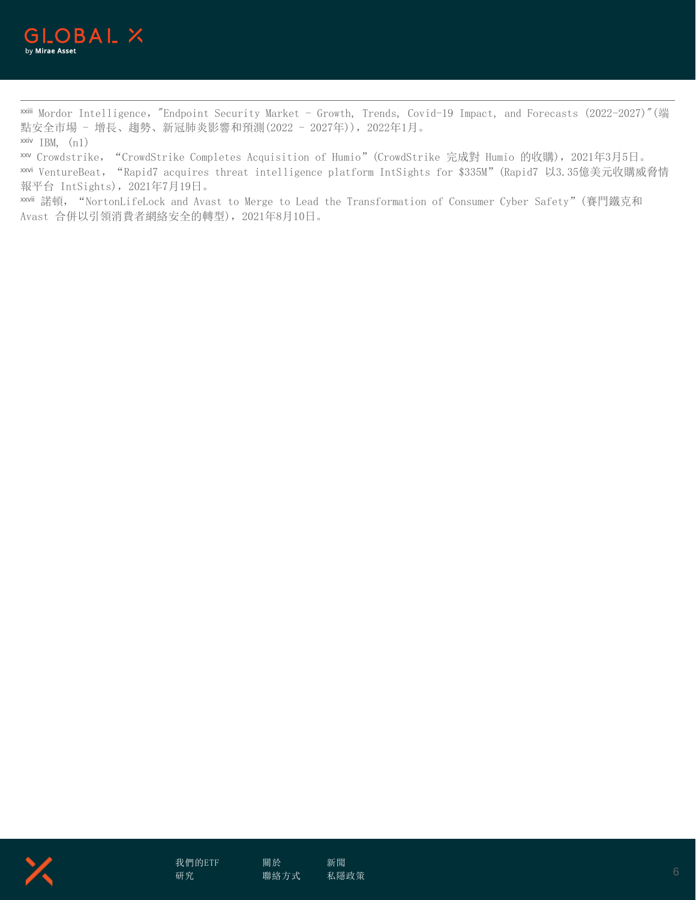[xxiii] Mordor Intelligence，"Endpoint Security Market – Growth, Trends, Covid-19 Impact, and Forecasts (2022-2027)"(端點安全市場 – 增長、趨勢、新冠肺炎影響和預測(2022 – 2027年))，2022年1月。

[xxiv] IBM, (n1)

[xxv] Crowdstrike，"CrowdStrike Completes Acquisition of Humio"(CrowdStrike 完成對 Humio 的收購)，2021年3月5日。

[xxvi] VentureBeat，"Rapid7 acquires threat intelligence platform IntSights for $335M"(Rapid7 以3.35億美元收購威脅情報平台 IntSights)，2021年7月19日。

[xxvii] 諾頓，"NortonLifeLock and Avast to Merge to Lead the Transformation of Consumer Cyber Safety"(賽門鐵克和 Avast 合併以引領消費者網絡安全的轉型)，2021年8月10日。